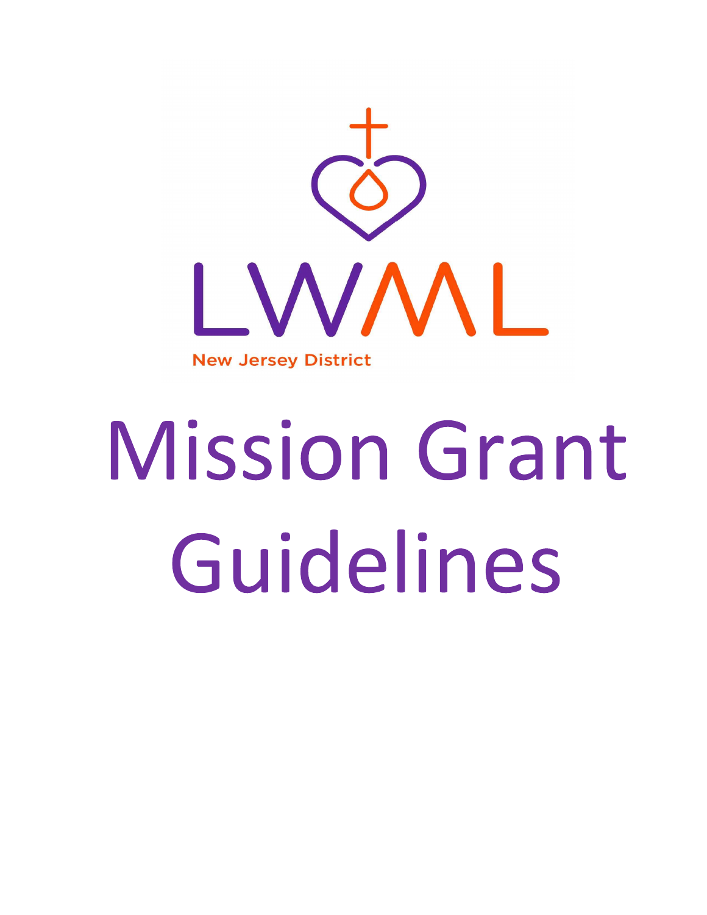LWML

New Jersey District

# Mission Grant Guidelines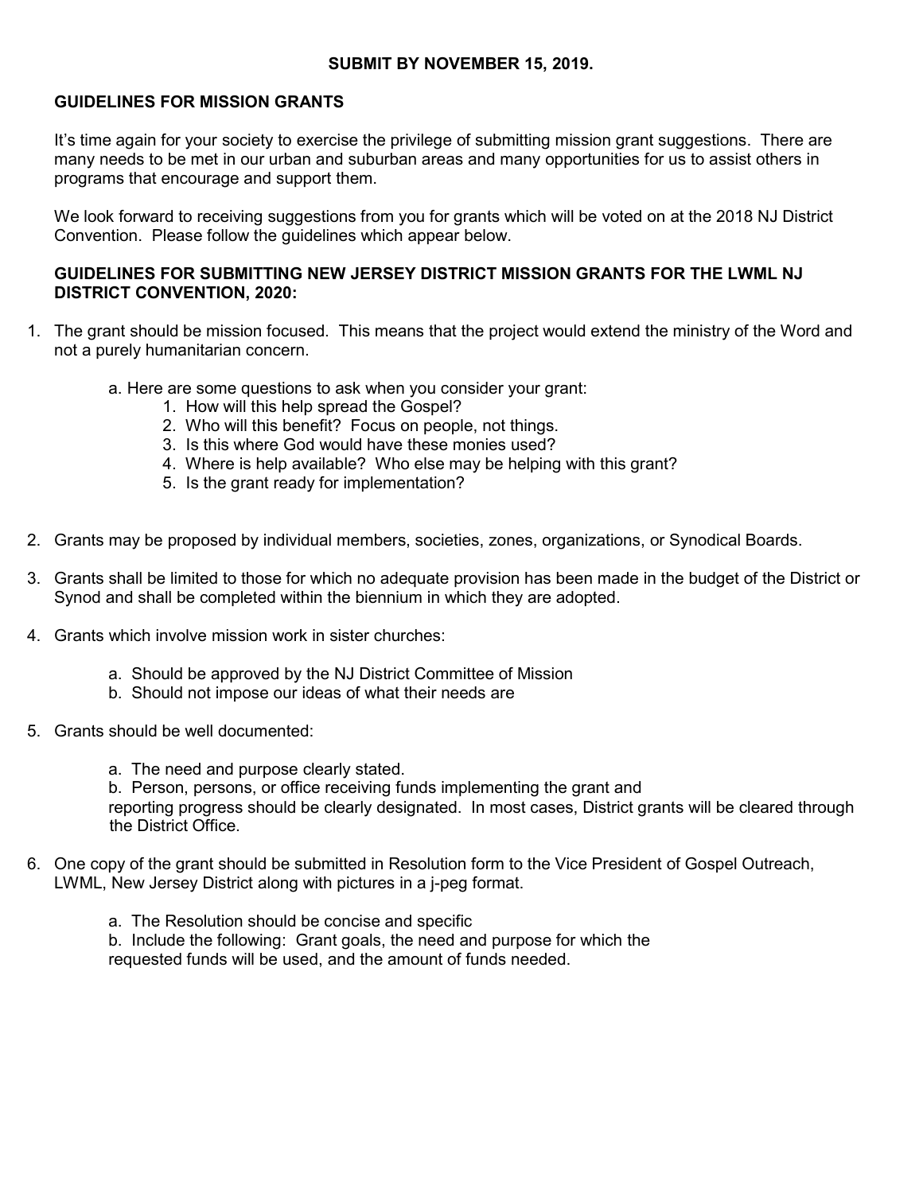**SUBMIT BY NOVEMBER 15, 2019.**

## GUIDELINES FOR MISSION GRANTS

It's time again for your society to exercise the privilege of submitting mission grant suggestions. There are many needs to be met in our urban and suburban areas and many opportunities for us to assist others in programs that encourage and support them.

We look forward to receiving suggestions from you for grants which will be voted on at the 2018 NJ District Convention. Please follow the guidelines which appear below.

## GUIDELINES FOR SUBMITTING NEW JERSEY DISTRICT MISSION GRANTS FOR THE LWML NJ DISTRICT CONVENTION, 2020:

1. The grant should be mission focused. This means that the project would extend the ministry of the Word and not a purely humanitarian concern.

   a. Here are some questions to ask when you consider your grant:
      1. How will this help spread the Gospel?
      2. Who will this benefit? Focus on people, not things.
      3. Is this where God would have these monies used?
      4. Where is help available? Who else may be helping with this grant?
      5. Is the grant ready for implementation?

2. Grants may be proposed by individual members, societies, zones, organizations, or Synodical Boards.

3. Grants shall be limited to those for which no adequate provision has been made in the budget of the District or Synod and shall be completed within the biennium in which they are adopted.

4. Grants which involve mission work in sister churches:

   a. Should be approved by the NJ District Committee of Mission
   b. Should not impose our ideas of what their needs are

5. Grants should be well documented:

   a. The need and purpose clearly stated.
   b. Person, persons, or office receiving funds implementing the grant and reporting progress should be clearly designated. In most cases, District grants will be cleared through the District Office.

6. One copy of the grant should be submitted in Resolution form to the Vice President of Gospel Outreach, LWML, New Jersey District along with pictures in a j-peg format.

   a. The Resolution should be concise and specific
   b. Include the following: Grant goals, the need and purpose for which the requested funds will be used, and the amount of funds needed.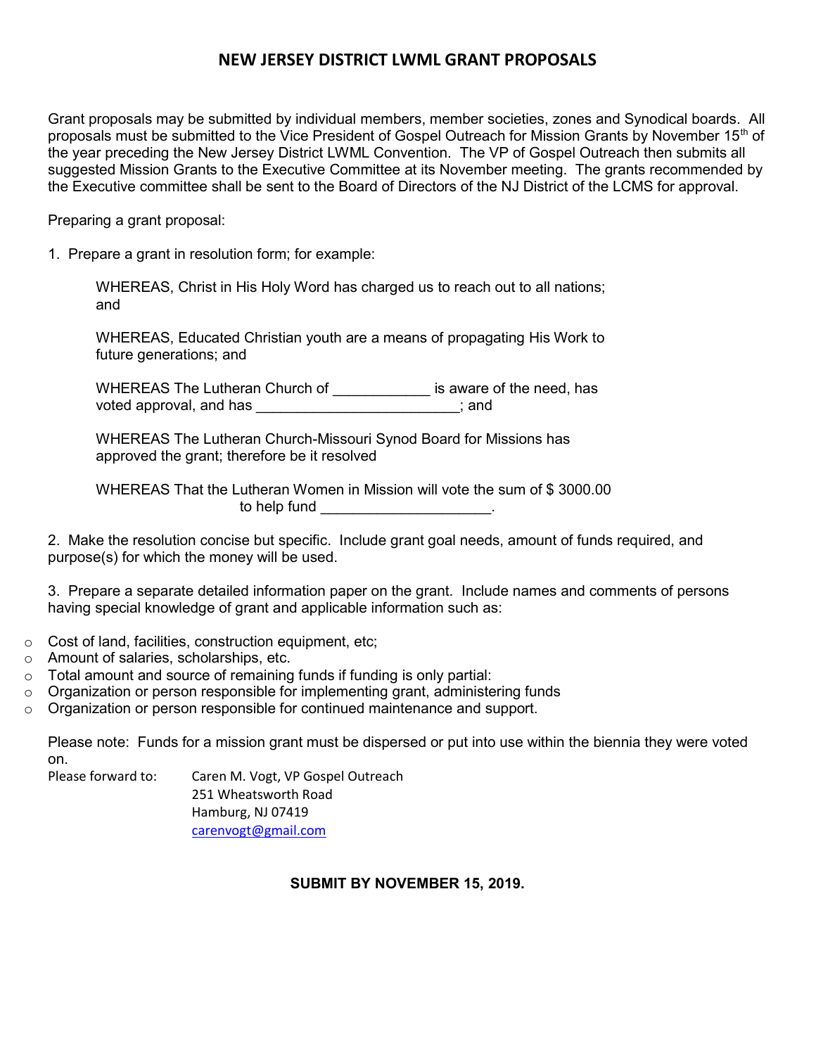# NEW JERSEY DISTRICT LWML GRANT PROPOSALS

Grant proposals may be submitted by individual members, member societies, zones and Synodical boards. All proposals must be submitted to the Vice President of Gospel Outreach for Mission Grants by November 15th of the year preceding the New Jersey District LWML Convention. The VP of Gospel Outreach then submits all suggested Mission Grants to the Executive Committee at its November meeting. The grants recommended by the Executive committee shall be sent to the Board of Directors of the NJ District of the LCMS for approval.

Preparing a grant proposal:

1. Prepare a grant in resolution form; for example:

   WHEREAS, Christ in His Holy Word has charged us to reach out to all nations; and

   WHEREAS, Educated Christian youth are a means of propagating His Work to future generations; and

   WHEREAS The Lutheran Church of ____________ is aware of the need, has voted approval, and has _________________________; and

   WHEREAS The Lutheran Church-Missouri Synod Board for Missions has approved the grant; therefore be it resolved

   WHEREAS That the Lutheran Women in Mission will vote the sum of $ 3000.00 to help fund _____________________.

2. Make the resolution concise but specific. Include grant goal needs, amount of funds required, and purpose(s) for which the money will be used.

3. Prepare a separate detailed information paper on the grant. Include names and comments of persons having special knowledge of grant and applicable information such as:

- Cost of land, facilities, construction equipment, etc;
- Amount of salaries, scholarships, etc.
- Total amount and source of remaining funds if funding is only partial:
- Organization or person responsible for implementing grant, administering funds
- Organization or person responsible for continued maintenance and support.

Please note: Funds for a mission grant must be dispersed or put into use within the biennia they were voted on.

Please forward to:

Caren M. Vogt, VP Gospel Outreach
251 Wheatsworth Road
Hamburg, NJ 07419
carenvogt@gmail.com

**SUBMIT BY NOVEMBER 15, 2019.**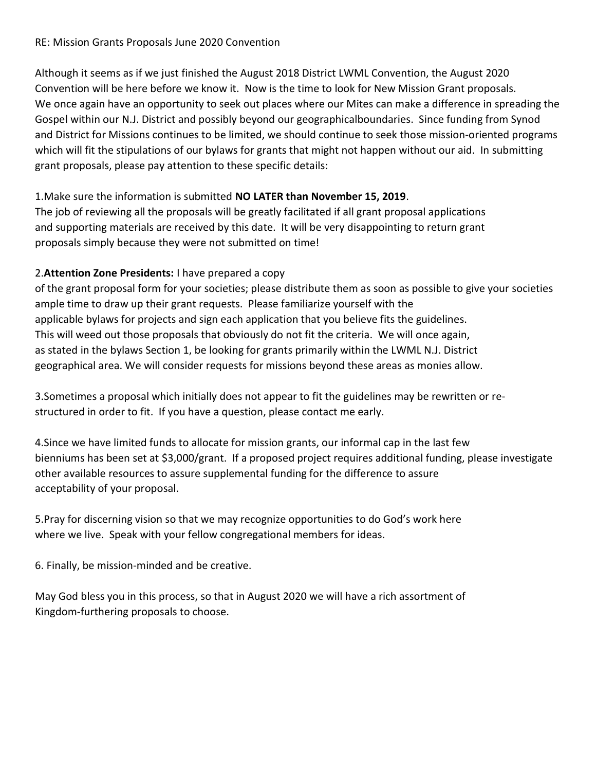RE: Mission Grants Proposals June 2020 Convention

Although it seems as if we just finished the August 2018 District LWML Convention, the August 2020 Convention will be here before we know it. Now is the time to look for New Mission Grant proposals. We once again have an opportunity to seek out places where our Mites can make a difference in spreading the Gospel within our N.J. District and possibly beyond our geographicalboundaries. Since funding from Synod and District for Missions continues to be limited, we should continue to seek those mission-oriented programs which will fit the stipulations of our bylaws for grants that might not happen without our aid. In submitting grant proposals, please pay attention to these specific details:

1.Make sure the information is submitted **NO LATER than November 15, 2019**.
The job of reviewing all the proposals will be greatly facilitated if all grant proposal applications and supporting materials are received by this date. It will be very disappointing to return grant proposals simply because they were not submitted on time!

2.**Attention Zone Presidents:** I have prepared a copy of the grant proposal form for your societies; please distribute them as soon as possible to give your societies ample time to draw up their grant requests. Please familiarize yourself with the applicable bylaws for projects and sign each application that you believe fits the guidelines. This will weed out those proposals that obviously do not fit the criteria. We will once again, as stated in the bylaws Section 1, be looking for grants primarily within the LWML N.J. District geographical area. We will consider requests for missions beyond these areas as monies allow.

3.Sometimes a proposal which initially does not appear to fit the guidelines may be rewritten or re-structured in order to fit. If you have a question, please contact me early.

4.Since we have limited funds to allocate for mission grants, our informal cap in the last few bienniums has been set at $3,000/grant. If a proposed project requires additional funding, please investigate other available resources to assure supplemental funding for the difference to assure acceptability of your proposal.

5.Pray for discerning vision so that we may recognize opportunities to do God's work here where we live. Speak with your fellow congregational members for ideas.

6. Finally, be mission-minded and be creative.

May God bless you in this process, so that in August 2020 we will have a rich assortment of Kingdom-furthering proposals to choose.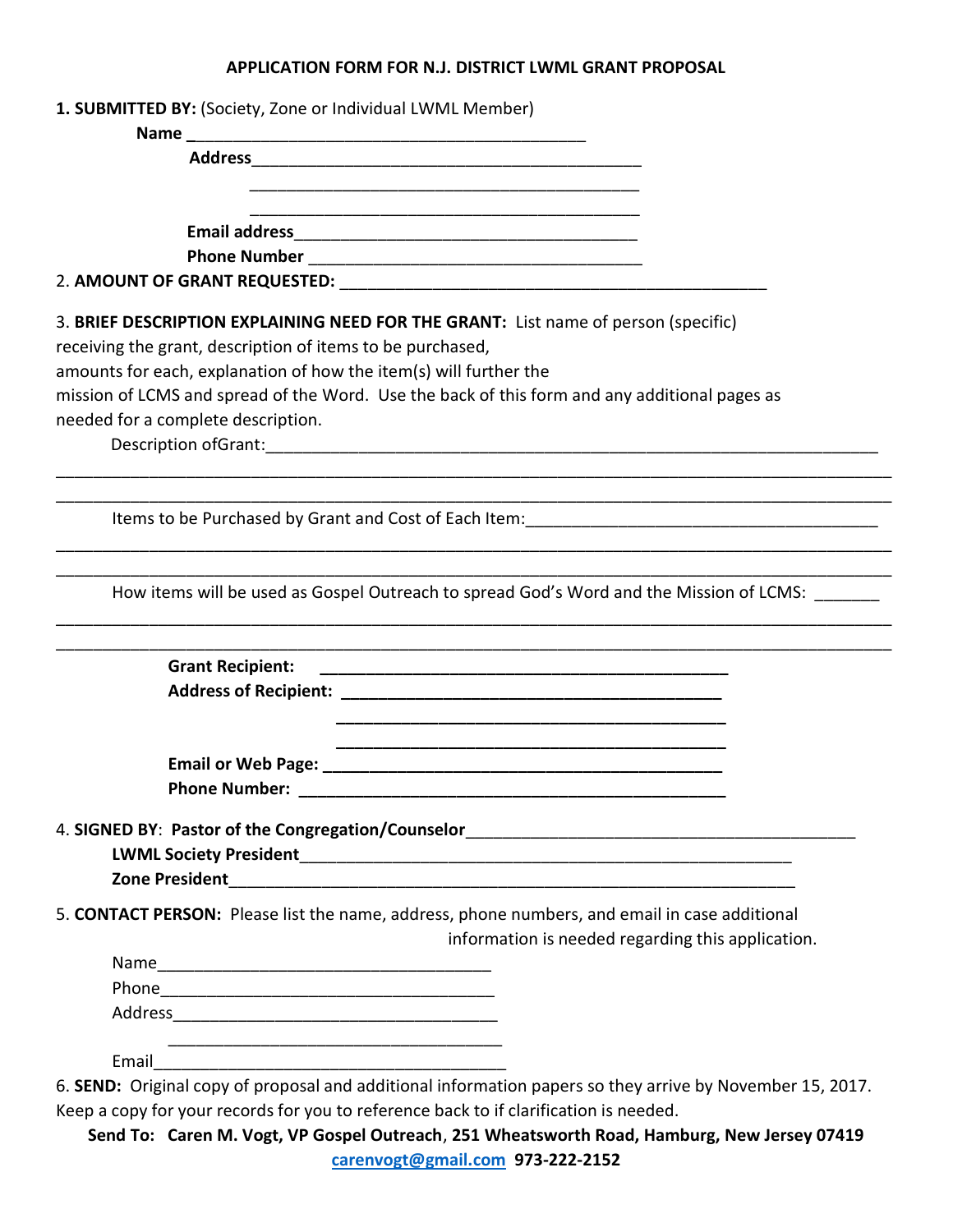## APPLICATION FORM FOR N.J. DISTRICT LWML GRANT PROPOSAL

**1. SUBMITTED BY:** (Society, Zone or Individual LWML Member)

**Name** ____________________________________________

**Address**___________________________________________

_____________________________________________

_____________________________________________

**Email address**______________________________________

**Phone Number** _____________________________________

2. **AMOUNT OF GRANT REQUESTED:** _______________________________________________

3. **BRIEF DESCRIPTION EXPLAINING NEED FOR THE GRANT:** List name of person (specific) receiving the grant, description of items to be purchased, amounts for each, explanation of how the item(s) will further the mission of LCMS and spread of the Word. Use the back of this form and any additional pages as needed for a complete description.

Description ofGrant:_____________________________________________________________________

_____________________________________________________________________________________

_____________________________________________________________________________________

Items to be Purchased by Grant and Cost of Each Item:_______________________________________

_____________________________________________________________________________________

_____________________________________________________________________________________

How items will be used as Gospel Outreach to spread God's Word and the Mission of LCMS: _______

_____________________________________________________________________________________

_____________________________________________________________________________________

**Grant Recipient:** _____________________________________________

**Address of Recipient:** __________________________________________

_____________________________________________

_____________________________________________

**Email or Web Page:** ____________________________________________

**Phone Number:** _______________________________________________

4. **SIGNED BY**: **Pastor of the Congregation/Counselor**_____________________________________________

**LWML Society President**______________________________________________________

**Zone President**______________________________________________________________

5. **CONTACT PERSON:** Please list the name, address, phone numbers, and email in case additional information is needed regarding this application.

Name____________________________________

Phone____________________________________

Address___________________________________

__________________________________________

Email_____________________________________

6. **SEND:** Original copy of proposal and additional information papers so they arrive by November 15, 2017. Keep a copy for your records for you to reference back to if clarification is needed.

**Send To: Caren M. Vogt, VP Gospel Outreach, 251 Wheatsworth Road, Hamburg, New Jersey 07419**

**carenvogt@gmail.com 973-222-2152**